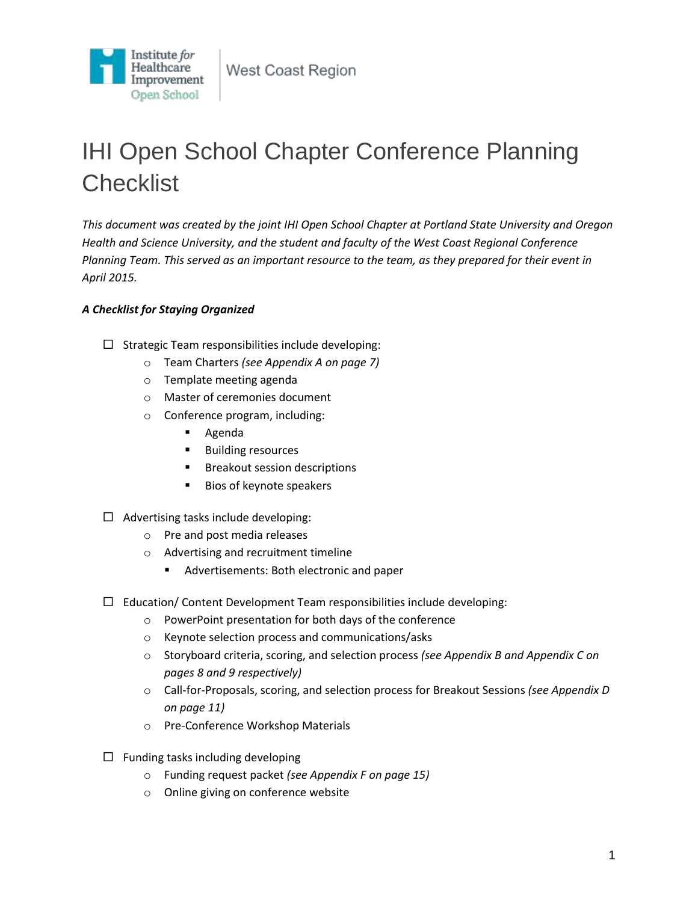Institute for Healthcare Improvement Open School | West Coast Region

# IHI Open School Chapter Conference Planning Checklist

*This document was created by the joint IHI Open School Chapter at Portland State University and Oregon Health and Science University, and the student and faculty of the West Coast Regional Conference Planning Team. This served as an important resource to the team, as they prepared for their event in April 2015.*

***A Checklist for Staying Organized***

- ☐ Strategic Team responsibilities include developing:
  - Team Charters *(see Appendix A on page 7)*
  - Template meeting agenda
  - Master of ceremonies document
  - Conference program, including:
    - Agenda
    - Building resources
    - Breakout session descriptions
    - Bios of keynote speakers

- ☐ Advertising tasks include developing:
  - Pre and post media releases
  - Advertising and recruitment timeline
    - Advertisements: Both electronic and paper

- ☐ Education/ Content Development Team responsibilities include developing:
  - PowerPoint presentation for both days of the conference
  - Keynote selection process and communications/asks
  - Storyboard criteria, scoring, and selection process *(see Appendix B and Appendix C on pages 8 and 9 respectively)*
  - Call-for-Proposals, scoring, and selection process for Breakout Sessions *(see Appendix D on page 11)*
  - Pre-Conference Workshop Materials

- ☐ Funding tasks including developing
  - Funding request packet *(see Appendix F on page 15)*
  - Online giving on conference website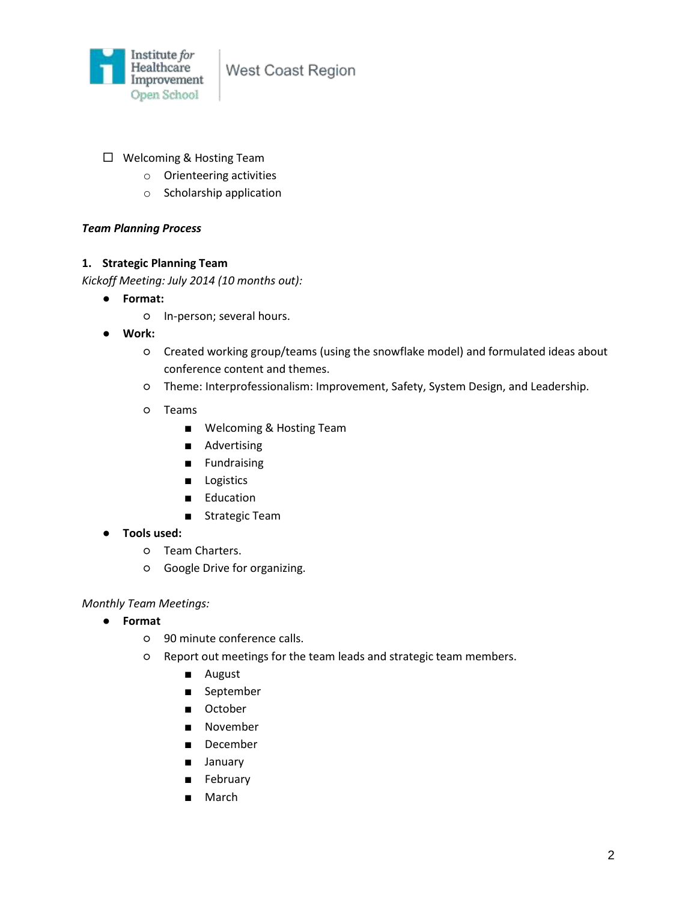- [ ] Welcoming & Hosting Team
    - Orienteering activities
    - Scholarship application

***Team Planning Process***

**1. Strategic Planning Team**

*Kickoff Meeting: July 2014 (10 months out):*

- **Format:**
    - In-person; several hours.
- **Work:**
    - Created working group/teams (using the snowflake model) and formulated ideas about conference content and themes.
    - Theme: Interprofessionalism: Improvement, Safety, System Design, and Leadership.
    - Teams
        - Welcoming & Hosting Team
        - Advertising
        - Fundraising
        - Logistics
        - Education
        - Strategic Team
- **Tools used:**
    - Team Charters.
    - Google Drive for organizing.

*Monthly Team Meetings:*

- **Format**
    - 90 minute conference calls.
    - Report out meetings for the team leads and strategic team members.
        - August
        - September
        - October
        - November
        - December
        - January
        - February
        - March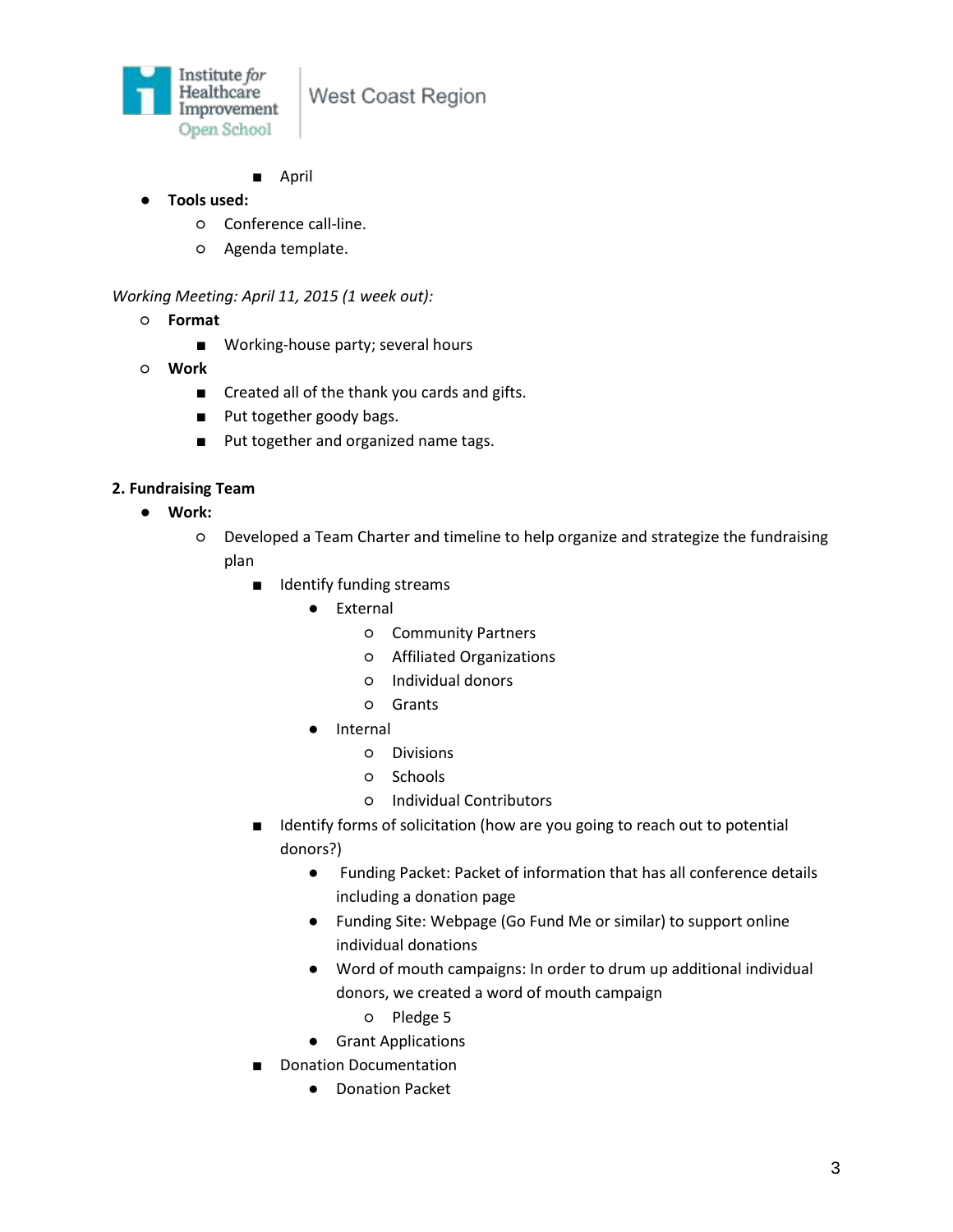- April
- **Tools used:**
  - Conference call-line.
  - Agenda template.

*Working Meeting: April 11, 2015 (1 week out):*

- **Format**
  - Working-house party; several hours
- **Work**
  - Created all of the thank you cards and gifts.
  - Put together goody bags.
  - Put together and organized name tags.

**2. Fundraising Team**

- **Work:**
  - Developed a Team Charter and timeline to help organize and strategize the fundraising plan
    - Identify funding streams
      - External
        - Community Partners
        - Affiliated Organizations
        - Individual donors
        - Grants
      - Internal
        - Divisions
        - Schools
        - Individual Contributors
    - Identify forms of solicitation (how are you going to reach out to potential donors?)
      - Funding Packet: Packet of information that has all conference details including a donation page
      - Funding Site: Webpage (Go Fund Me or similar) to support online individual donations
      - Word of mouth campaigns: In order to drum up additional individual donors, we created a word of mouth campaign
        - Pledge 5
      - Grant Applications
    - Donation Documentation
      - Donation Packet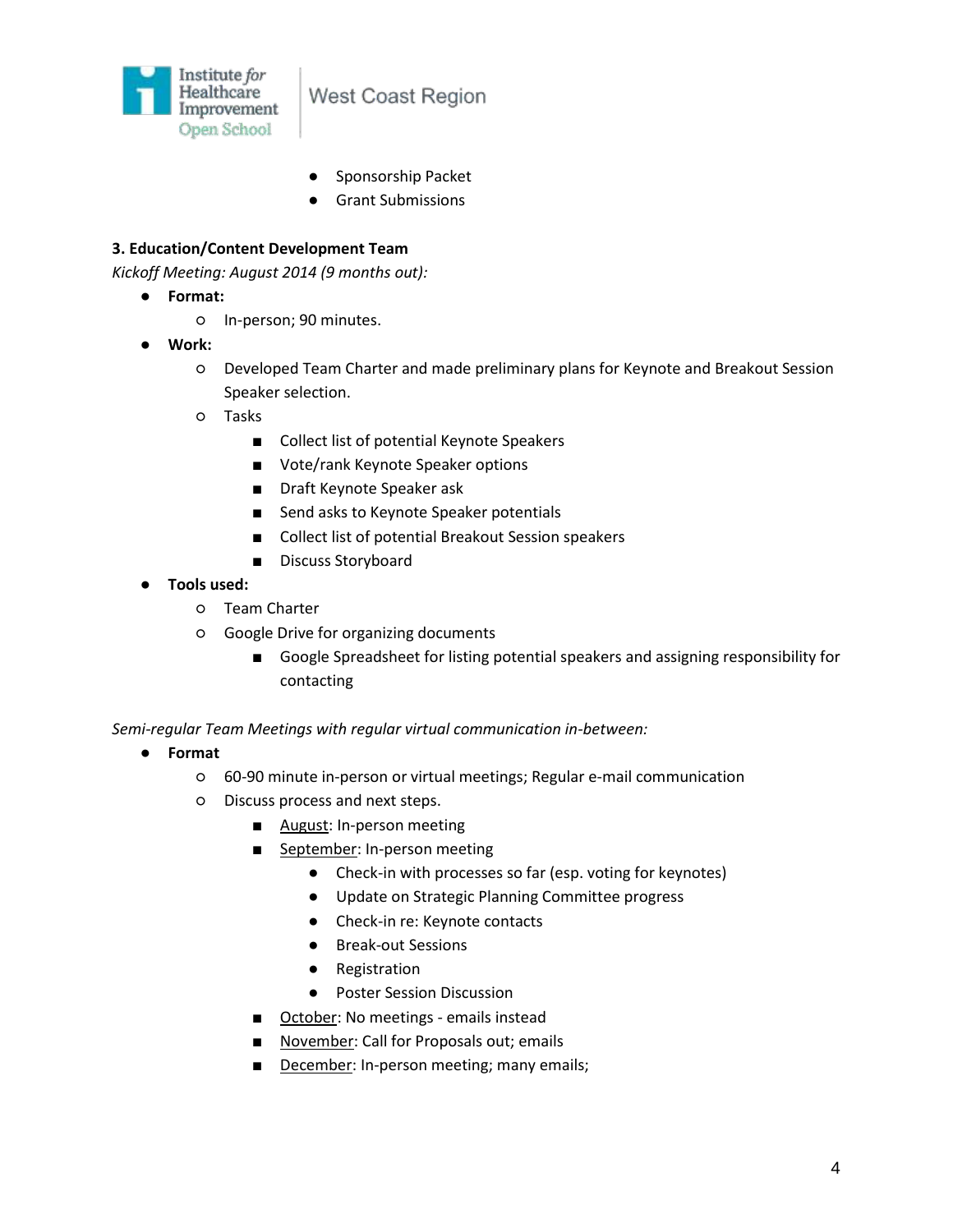- Sponsorship Packet
- Grant Submissions

**3. Education/Content Development Team**

*Kickoff Meeting: August 2014 (9 months out):*

- **Format:**
  - In-person; 90 minutes.
- **Work:**
  - Developed Team Charter and made preliminary plans for Keynote and Breakout Session Speaker selection.
  - Tasks
    - Collect list of potential Keynote Speakers
    - Vote/rank Keynote Speaker options
    - Draft Keynote Speaker ask
    - Send asks to Keynote Speaker potentials
    - Collect list of potential Breakout Session speakers
    - Discuss Storyboard
- **Tools used:**
  - Team Charter
  - Google Drive for organizing documents
    - Google Spreadsheet for listing potential speakers and assigning responsibility for contacting

*Semi-regular Team Meetings with regular virtual communication in-between:*

- **Format**
  - 60-90 minute in-person or virtual meetings; Regular e-mail communication
  - Discuss process and next steps.
    - <u>August</u>: In-person meeting
    - <u>September</u>: In-person meeting
      - Check-in with processes so far (esp. voting for keynotes)
      - Update on Strategic Planning Committee progress
      - Check-in re: Keynote contacts
      - Break-out Sessions
      - Registration
      - Poster Session Discussion
    - <u>October</u>: No meetings - emails instead
    - <u>November</u>: Call for Proposals out; emails
    - <u>December</u>: In-person meeting; many emails;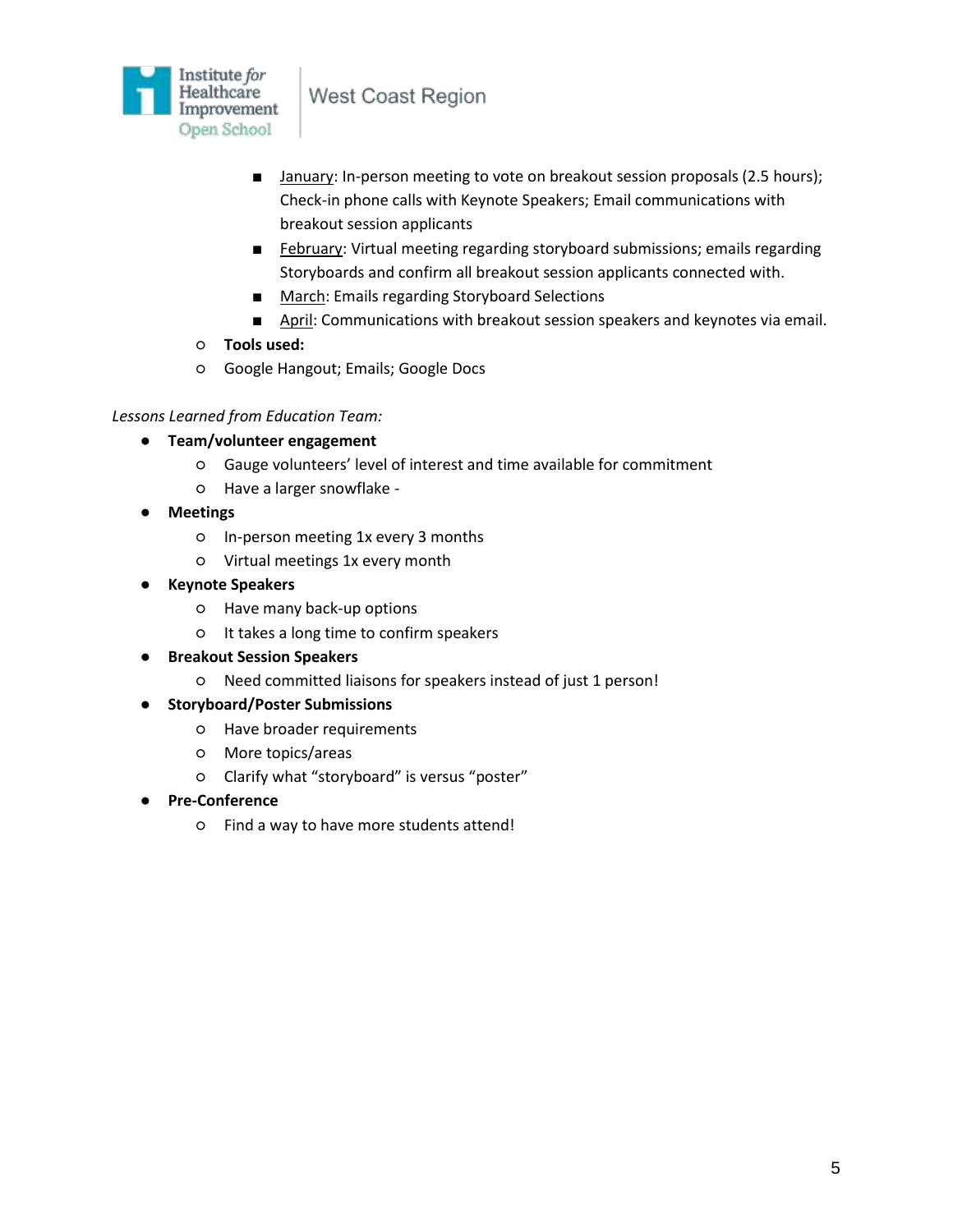- <u>January</u>: In-person meeting to vote on breakout session proposals (2.5 hours); Check-in phone calls with Keynote Speakers; Email communications with breakout session applicants
        - <u>February</u>: Virtual meeting regarding storyboard submissions; emails regarding Storyboards and confirm all breakout session applicants connected with.
        - <u>March</u>: Emails regarding Storyboard Selections
        - <u>April</u>: Communications with breakout session speakers and keynotes via email.
    - **Tools used:**
    - Google Hangout; Emails; Google Docs

*Lessons Learned from Education Team:*

- **Team/volunteer engagement**
    - Gauge volunteers' level of interest and time available for commitment
    - Have a larger snowflake -
- **Meetings**
    - In-person meeting 1x every 3 months
    - Virtual meetings 1x every month
- **Keynote Speakers**
    - Have many back-up options
    - It takes a long time to confirm speakers
- **Breakout Session Speakers**
    - Need committed liaisons for speakers instead of just 1 person!
- **Storyboard/Poster Submissions**
    - Have broader requirements
    - More topics/areas
    - Clarify what "storyboard" is versus "poster"
- **Pre-Conference**
    - Find a way to have more students attend!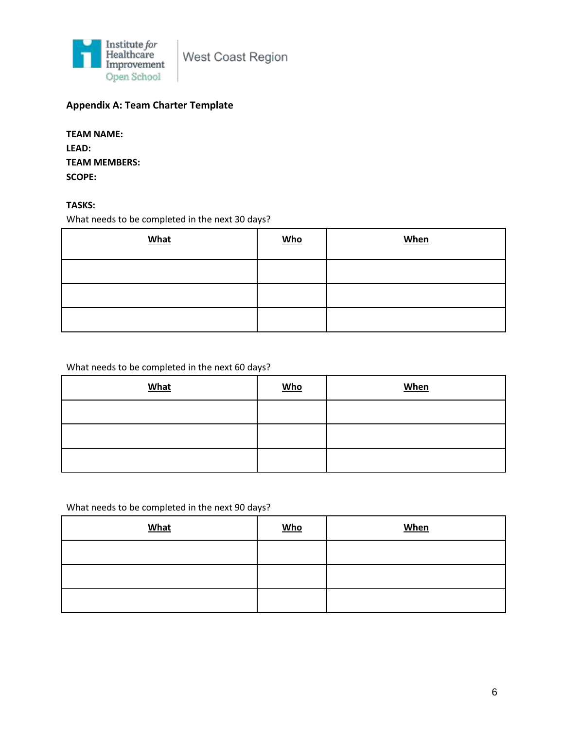## Appendix A: Team Charter Template

**TEAM NAME:**
**LEAD:**
**TEAM MEMBERS:**
**SCOPE:**

**TASKS:**

What needs to be completed in the next 30 days?

| What | Who | When |
|---|---|---|
| | | |
| | | |
| | | |

What needs to be completed in the next 60 days?

| What | Who | When |
|---|---|---|
| | | |
| | | |
| | | |

What needs to be completed in the next 90 days?

| What | Who | When |
|---|---|---|
| | | |
| | | |
| | | |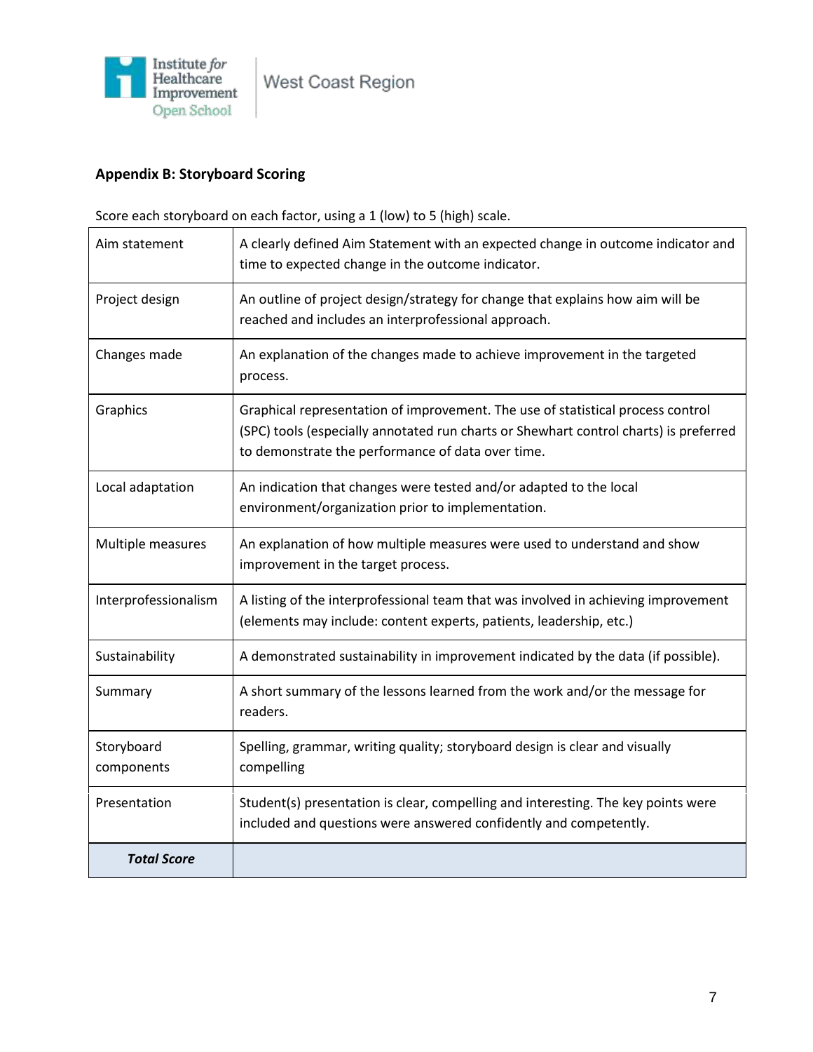## Appendix B: Storyboard Scoring

Score each storyboard on each factor, using a 1 (low) to 5 (high) scale.

| | |
|---|---|
| Aim statement | A clearly defined Aim Statement with an expected change in outcome indicator and time to expected change in the outcome indicator. |
| Project design | An outline of project design/strategy for change that explains how aim will be reached and includes an interprofessional approach. |
| Changes made | An explanation of the changes made to achieve improvement in the targeted process. |
| Graphics | Graphical representation of improvement. The use of statistical process control (SPC) tools (especially annotated run charts or Shewhart control charts) is preferred to demonstrate the performance of data over time. |
| Local adaptation | An indication that changes were tested and/or adapted to the local environment/organization prior to implementation. |
| Multiple measures | An explanation of how multiple measures were used to understand and show improvement in the target process. |
| Interprofessionalism | A listing of the interprofessional team that was involved in achieving improvement (elements may include: content experts, patients, leadership, etc.) |
| Sustainability | A demonstrated sustainability in improvement indicated by the data (if possible). |
| Summary | A short summary of the lessons learned from the work and/or the message for readers. |
| Storyboard components | Spelling, grammar, writing quality; storyboard design is clear and visually compelling |
| Presentation | Student(s) presentation is clear, compelling and interesting. The key points were included and questions were answered confidently and competently. |
| ***Total Score*** | |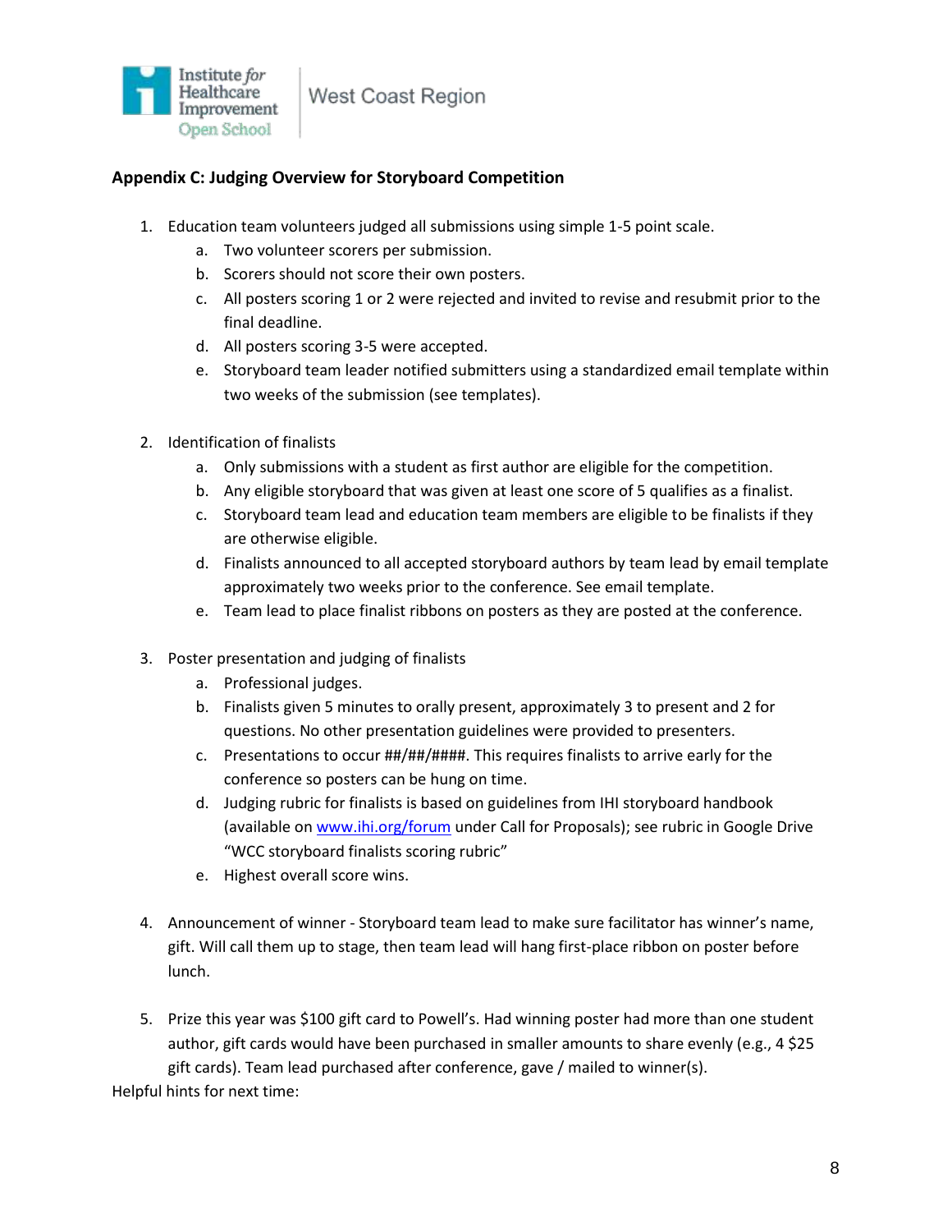### Appendix C: Judging Overview for Storyboard Competition

1. Education team volunteers judged all submissions using simple 1-5 point scale.
    a. Two volunteer scorers per submission.
    b. Scorers should not score their own posters.
    c. All posters scoring 1 or 2 were rejected and invited to revise and resubmit prior to the final deadline.
    d. All posters scoring 3-5 were accepted.
    e. Storyboard team leader notified submitters using a standardized email template within two weeks of the submission (see templates).

2. Identification of finalists
    a. Only submissions with a student as first author are eligible for the competition.
    b. Any eligible storyboard that was given at least one score of 5 qualifies as a finalist.
    c. Storyboard team lead and education team members are eligible to be finalists if they are otherwise eligible.
    d. Finalists announced to all accepted storyboard authors by team lead by email template approximately two weeks prior to the conference. See email template.
    e. Team lead to place finalist ribbons on posters as they are posted at the conference.

3. Poster presentation and judging of finalists
    a. Professional judges.
    b. Finalists given 5 minutes to orally present, approximately 3 to present and 2 for questions. No other presentation guidelines were provided to presenters.
    c. Presentations to occur ##/##/####. This requires finalists to arrive early for the conference so posters can be hung on time.
    d. Judging rubric for finalists is based on guidelines from IHI storyboard handbook (available on www.ihi.org/forum under Call for Proposals); see rubric in Google Drive "WCC storyboard finalists scoring rubric"
    e. Highest overall score wins.

4. Announcement of winner - Storyboard team lead to make sure facilitator has winner's name, gift. Will call them up to stage, then team lead will hang first-place ribbon on poster before lunch.

5. Prize this year was $100 gift card to Powell's. Had winning poster had more than one student author, gift cards would have been purchased in smaller amounts to share evenly (e.g., 4 $25 gift cards). Team lead purchased after conference, gave / mailed to winner(s).

Helpful hints for next time: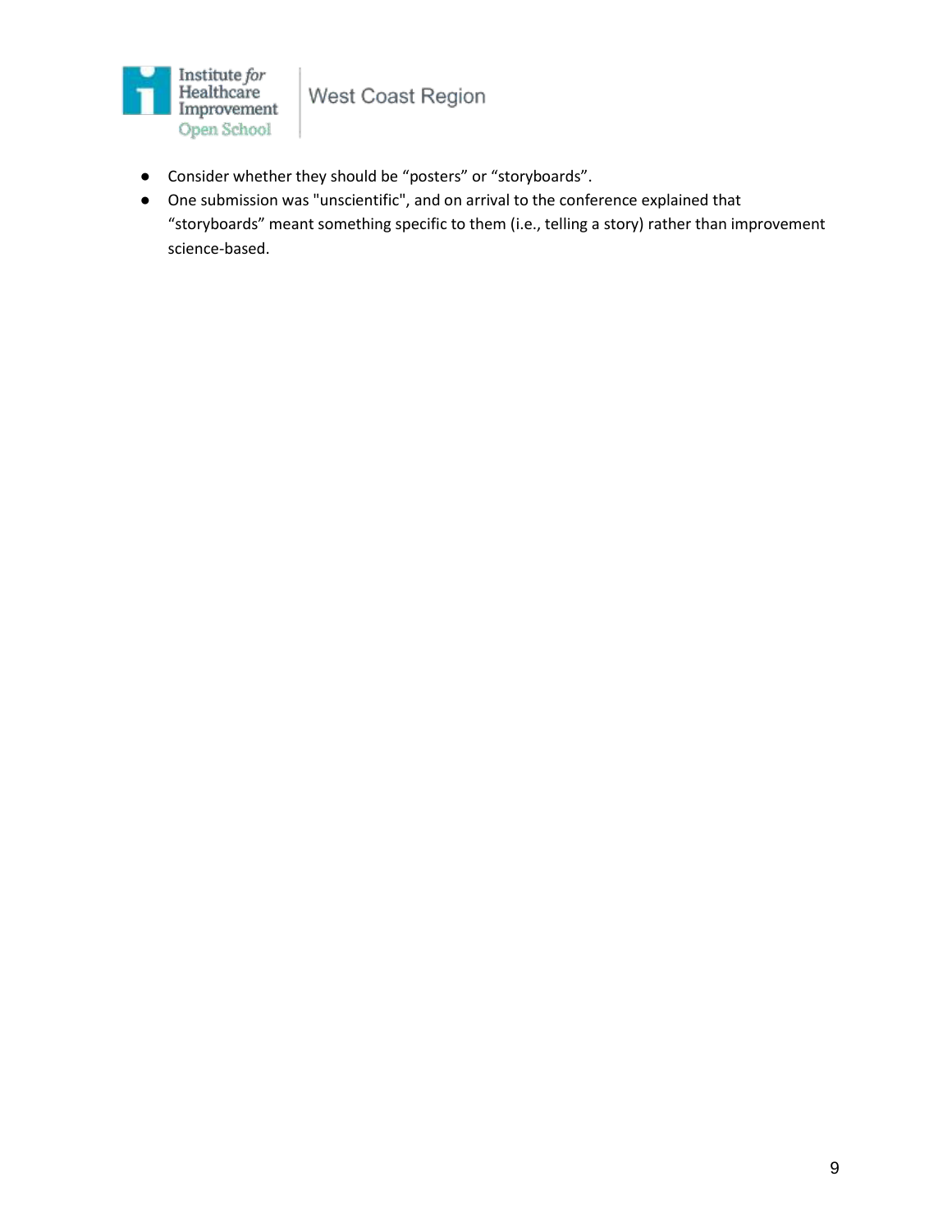- Consider whether they should be “posters” or “storyboards”.
- One submission was "unscientific", and on arrival to the conference explained that “storyboards” meant something specific to them (i.e., telling a story) rather than improvement science-based.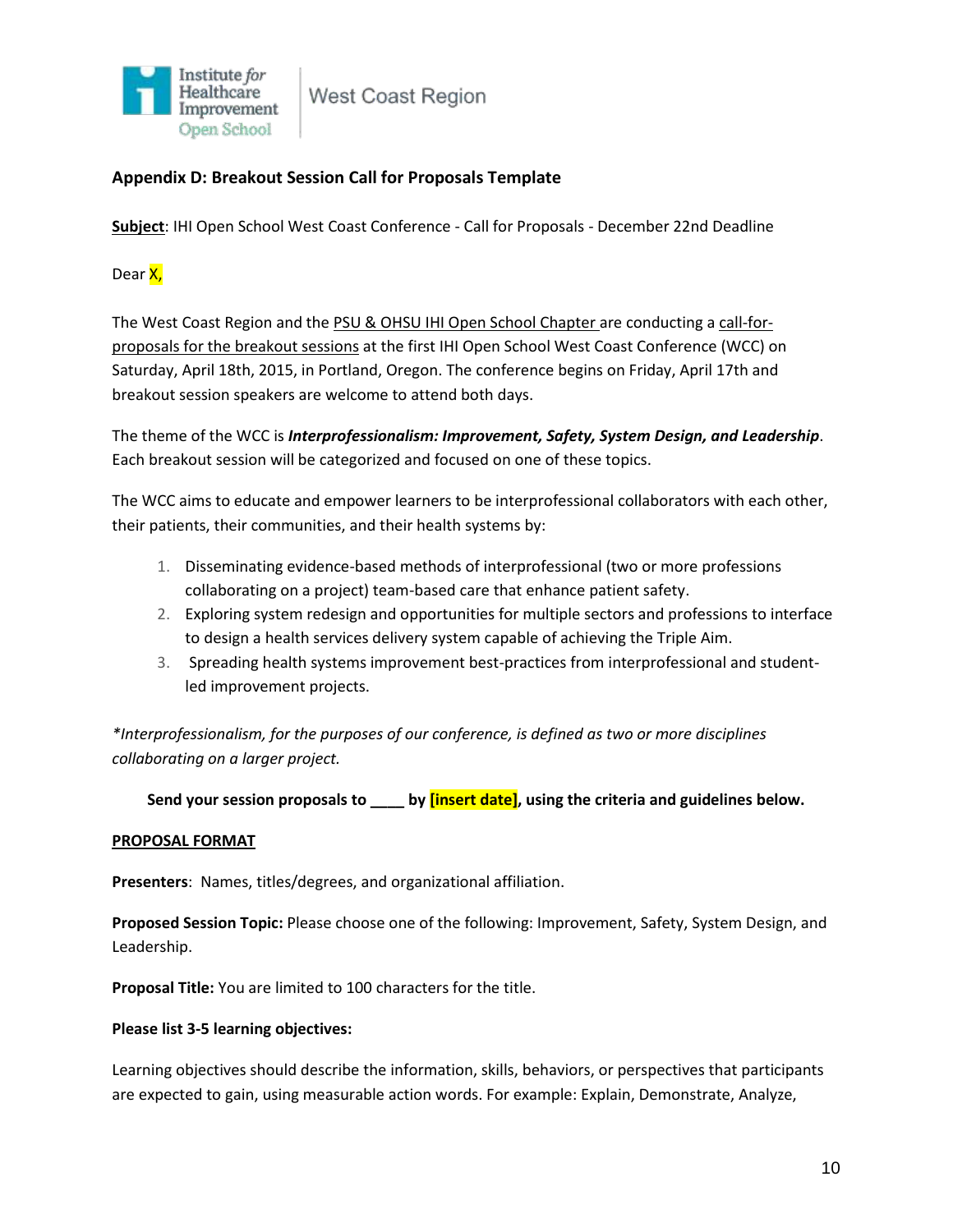Institute for Healthcare Improvement Open School | West Coast Region

## Appendix D: Breakout Session Call for Proposals Template

**Subject**: IHI Open School West Coast Conference - Call for Proposals - December 22nd Deadline

Dear X,

The West Coast Region and the PSU & OHSU IHI Open School Chapter are conducting a call-for-proposals for the breakout sessions at the first IHI Open School West Coast Conference (WCC) on Saturday, April 18th, 2015, in Portland, Oregon. The conference begins on Friday, April 17th and breakout session speakers are welcome to attend both days.

The theme of the WCC is ***Interprofessionalism: Improvement, Safety, System Design, and Leadership***. Each breakout session will be categorized and focused on one of these topics.

The WCC aims to educate and empower learners to be interprofessional collaborators with each other, their patients, their communities, and their health systems by:

1. Disseminating evidence-based methods of interprofessional (two or more professions collaborating on a project) team-based care that enhance patient safety.
2. Exploring system redesign and opportunities for multiple sectors and professions to interface to design a health services delivery system capable of achieving the Triple Aim.
3. Spreading health systems improvement best-practices from interprofessional and student-led improvement projects.

**Interprofessionalism, for the purposes of our conference, is defined as two or more disciplines collaborating on a larger project.*

**Send your session proposals to ____ by [insert date], using the criteria and guidelines below.**

**PROPOSAL FORMAT**

**Presenters**: Names, titles/degrees, and organizational affiliation.

**Proposed Session Topic:** Please choose one of the following: Improvement, Safety, System Design, and Leadership.

**Proposal Title:** You are limited to 100 characters for the title.

**Please list 3-5 learning objectives:**

Learning objectives should describe the information, skills, behaviors, or perspectives that participants are expected to gain, using measurable action words. For example: Explain, Demonstrate, Analyze,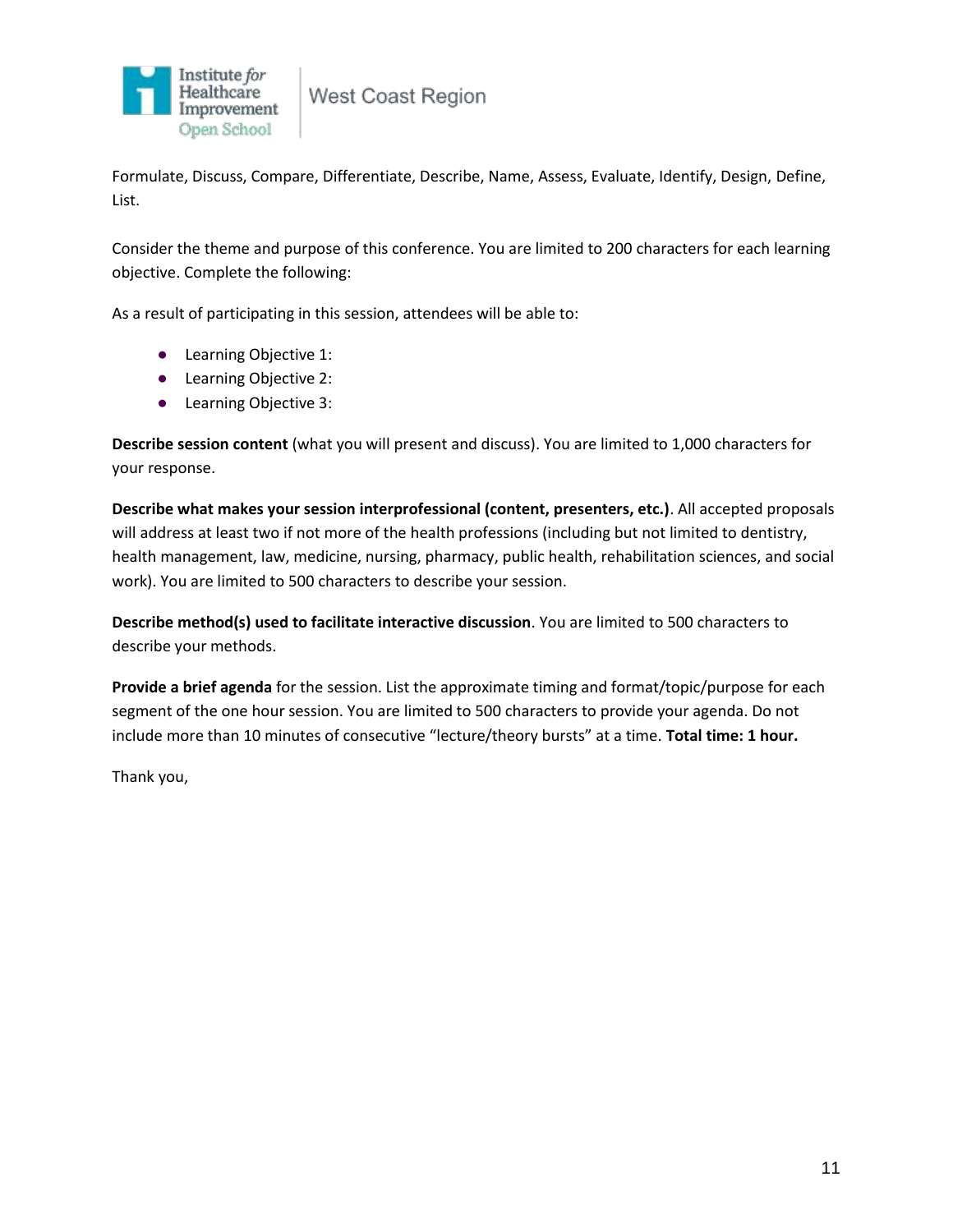Formulate, Discuss, Compare, Differentiate, Describe, Name, Assess, Evaluate, Identify, Design, Define, List.

Consider the theme and purpose of this conference. You are limited to 200 characters for each learning objective. Complete the following:

As a result of participating in this session, attendees will be able to:

- Learning Objective 1:
- Learning Objective 2:
- Learning Objective 3:

**Describe session content** (what you will present and discuss). You are limited to 1,000 characters for your response.

**Describe what makes your session interprofessional (content, presenters, etc.)**. All accepted proposals will address at least two if not more of the health professions (including but not limited to dentistry, health management, law, medicine, nursing, pharmacy, public health, rehabilitation sciences, and social work). You are limited to 500 characters to describe your session.

**Describe method(s) used to facilitate interactive discussion**. You are limited to 500 characters to describe your methods.

**Provide a brief agenda** for the session. List the approximate timing and format/topic/purpose for each segment of the one hour session. You are limited to 500 characters to provide your agenda. Do not include more than 10 minutes of consecutive "lecture/theory bursts" at a time. **Total time: 1 hour.**

Thank you,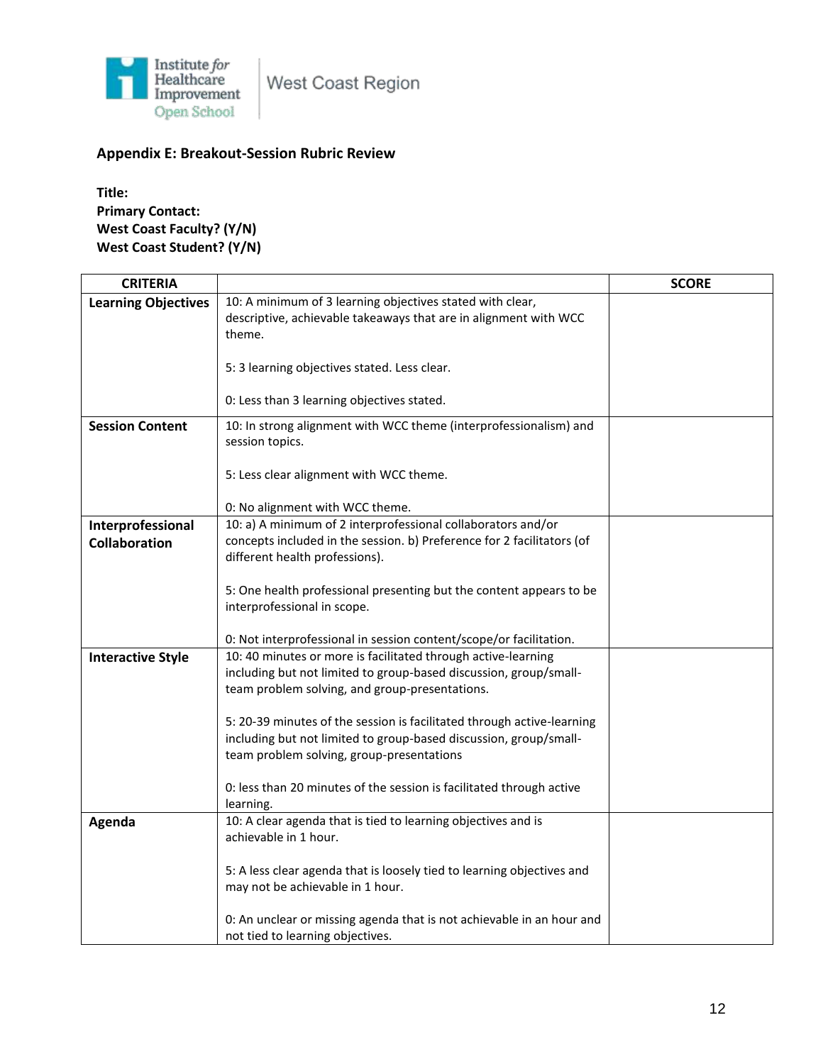## Appendix E: Breakout-Session Rubric Review

**Title:**
**Primary Contact:**
**West Coast Faculty? (Y/N)**
**West Coast Student? (Y/N)**

| CRITERIA | | SCORE |
|---|---|---|
| **Learning Objectives** | 10: A minimum of 3 learning objectives stated with clear, descriptive, achievable takeaways that are in alignment with WCC theme.<br><br>5: 3 learning objectives stated. Less clear.<br><br>0: Less than 3 learning objectives stated. | |
| **Session Content** | 10: In strong alignment with WCC theme (interprofessionalism) and session topics.<br><br>5: Less clear alignment with WCC theme.<br><br>0: No alignment with WCC theme. | |
| **Interprofessional Collaboration** | 10: a) A minimum of 2 interprofessional collaborators and/or concepts included in the session. b) Preference for 2 facilitators (of different health professions).<br><br>5: One health professional presenting but the content appears to be interprofessional in scope.<br><br>0: Not interprofessional in session content/scope/or facilitation. | |
| **Interactive Style** | 10: 40 minutes or more is facilitated through active-learning including but not limited to group-based discussion, group/small-team problem solving, and group-presentations.<br><br>5: 20-39 minutes of the session is facilitated through active-learning including but not limited to group-based discussion, group/small-team problem solving, group-presentations<br><br>0: less than 20 minutes of the session is facilitated through active learning. | |
| **Agenda** | 10: A clear agenda that is tied to learning objectives and is achievable in 1 hour.<br><br>5: A less clear agenda that is loosely tied to learning objectives and may not be achievable in 1 hour.<br><br>0: An unclear or missing agenda that is not achievable in an hour and not tied to learning objectives. | |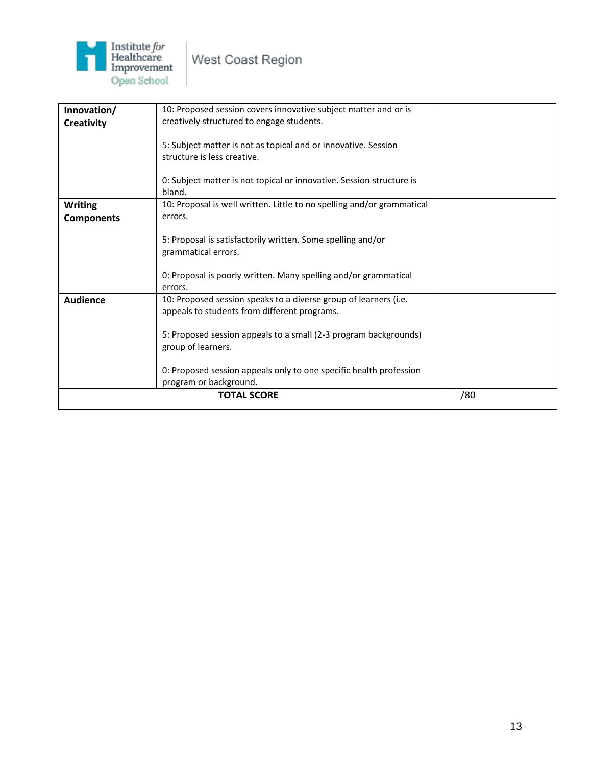| | | |
|---|---|---|
| **Innovation/ Creativity** | 10: Proposed session covers innovative subject matter and or is creatively structured to engage students.<br><br>5: Subject matter is not as topical and or innovative. Session structure is less creative.<br><br>0: Subject matter is not topical or innovative. Session structure is bland. | |
| **Writing Components** | 10: Proposal is well written. Little to no spelling and/or grammatical errors.<br><br>5: Proposal is satisfactorily written. Some spelling and/or grammatical errors.<br><br>0: Proposal is poorly written. Many spelling and/or grammatical errors. | |
| **Audience** | 10: Proposed session speaks to a diverse group of learners (i.e. appeals to students from different programs.<br><br>5: Proposed session appeals to a small (2-3 program backgrounds) group of learners.<br><br>0: Proposed session appeals only to one specific health profession program or background. | |
| **TOTAL SCORE** | | /80 |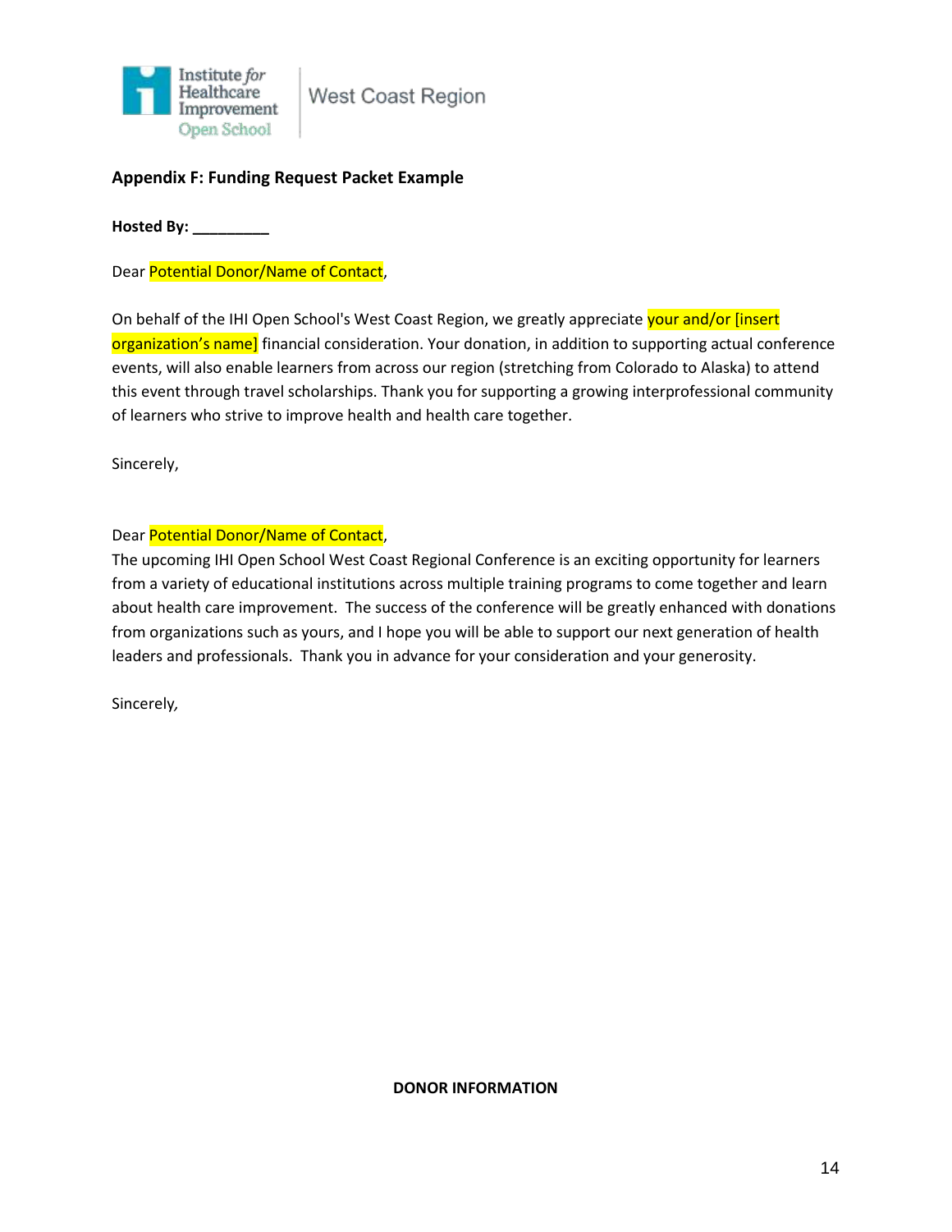Institute for Healthcare Improvement Open School | West Coast Region

## Appendix F: Funding Request Packet Example

**Hosted By: _________**

Dear Potential Donor/Name of Contact,

On behalf of the IHI Open School's West Coast Region, we greatly appreciate your and/or [insert organization's name] financial consideration. Your donation, in addition to supporting actual conference events, will also enable learners from across our region (stretching from Colorado to Alaska) to attend this event through travel scholarships. Thank you for supporting a growing interprofessional community of learners who strive to improve health and health care together.

Sincerely,

Dear Potential Donor/Name of Contact,

The upcoming IHI Open School West Coast Regional Conference is an exciting opportunity for learners from a variety of educational institutions across multiple training programs to come together and learn about health care improvement. The success of the conference will be greatly enhanced with donations from organizations such as yours, and I hope you will be able to support our next generation of health leaders and professionals. Thank you in advance for your consideration and your generosity.

Sincerely,

**DONOR INFORMATION**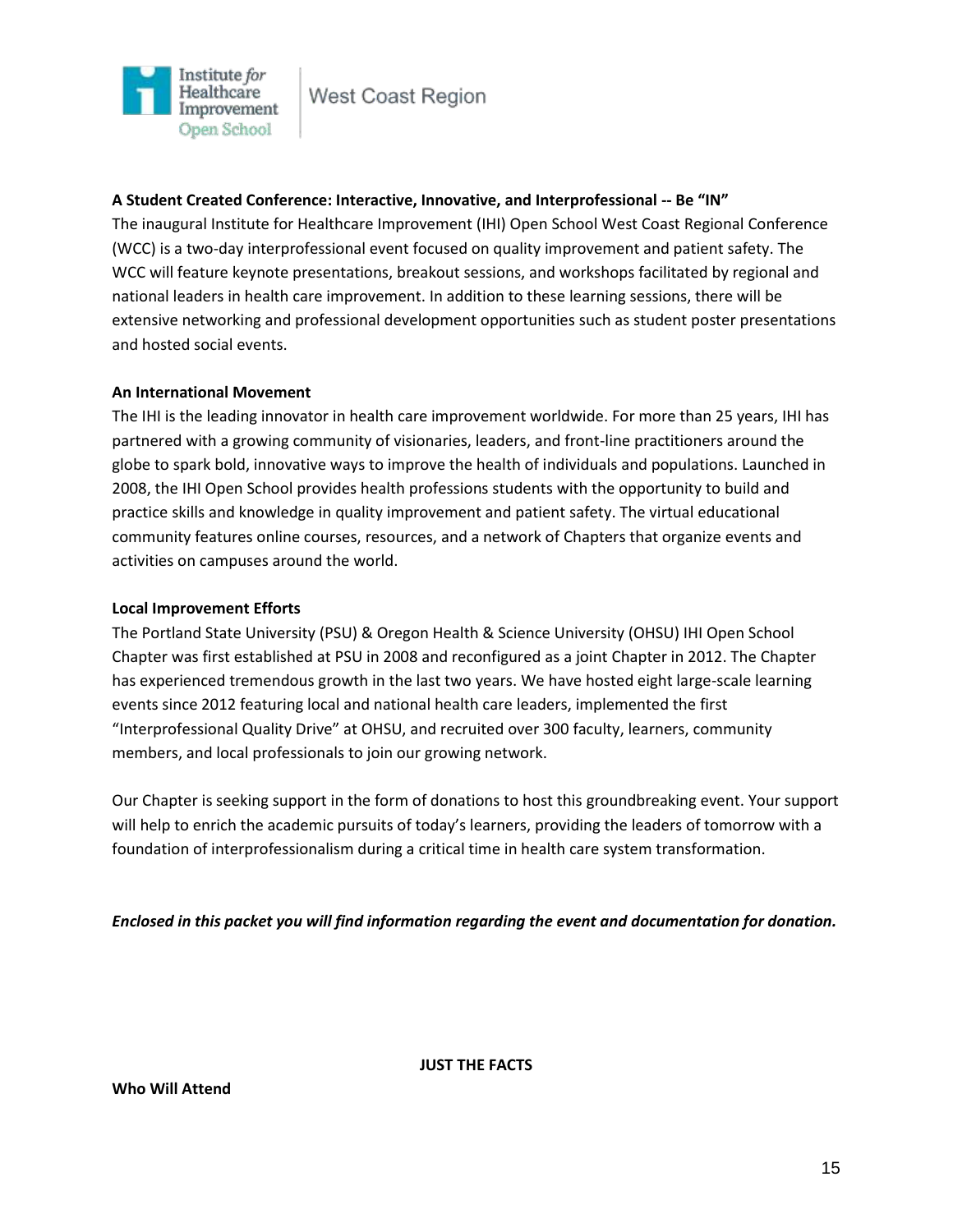Institute *for* Healthcare Improvement Open School | West Coast Region

**A Student Created Conference: Interactive, Innovative, and Interprofessional -- Be "IN"**

The inaugural Institute for Healthcare Improvement (IHI) Open School West Coast Regional Conference (WCC) is a two-day interprofessional event focused on quality improvement and patient safety. The WCC will feature keynote presentations, breakout sessions, and workshops facilitated by regional and national leaders in health care improvement. In addition to these learning sessions, there will be extensive networking and professional development opportunities such as student poster presentations and hosted social events.

**An International Movement**

The IHI is the leading innovator in health care improvement worldwide. For more than 25 years, IHI has partnered with a growing community of visionaries, leaders, and front-line practitioners around the globe to spark bold, innovative ways to improve the health of individuals and populations. Launched in 2008, the IHI Open School provides health professions students with the opportunity to build and practice skills and knowledge in quality improvement and patient safety. The virtual educational community features online courses, resources, and a network of Chapters that organize events and activities on campuses around the world.

**Local Improvement Efforts**

The Portland State University (PSU) & Oregon Health & Science University (OHSU) IHI Open School Chapter was first established at PSU in 2008 and reconfigured as a joint Chapter in 2012. The Chapter has experienced tremendous growth in the last two years. We have hosted eight large-scale learning events since 2012 featuring local and national health care leaders, implemented the first "Interprofessional Quality Drive" at OHSU, and recruited over 300 faculty, learners, community members, and local professionals to join our growing network.

Our Chapter is seeking support in the form of donations to host this groundbreaking event. Your support will help to enrich the academic pursuits of today's learners, providing the leaders of tomorrow with a foundation of interprofessionalism during a critical time in health care system transformation.

***Enclosed in this packet you will find information regarding the event and documentation for donation.***

**JUST THE FACTS**

**Who Will Attend**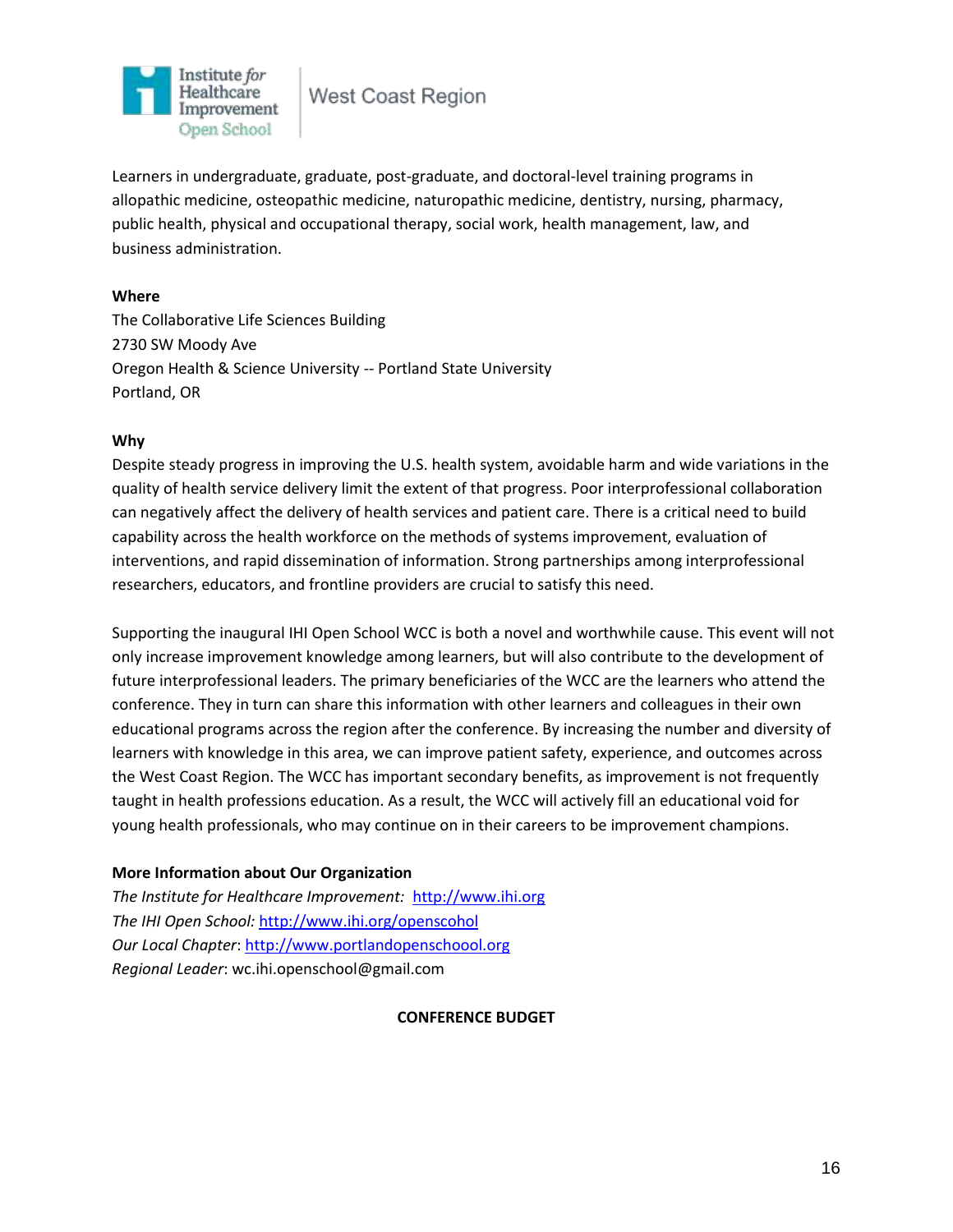Learners in undergraduate, graduate, post-graduate, and doctoral-level training programs in allopathic medicine, osteopathic medicine, naturopathic medicine, dentistry, nursing, pharmacy, public health, physical and occupational therapy, social work, health management, law, and business administration.

**Where**

The Collaborative Life Sciences Building
2730 SW Moody Ave
Oregon Health & Science University -- Portland State University
Portland, OR

**Why**

Despite steady progress in improving the U.S. health system, avoidable harm and wide variations in the quality of health service delivery limit the extent of that progress. Poor interprofessional collaboration can negatively affect the delivery of health services and patient care. There is a critical need to build capability across the health workforce on the methods of systems improvement, evaluation of interventions, and rapid dissemination of information. Strong partnerships among interprofessional researchers, educators, and frontline providers are crucial to satisfy this need.

Supporting the inaugural IHI Open School WCC is both a novel and worthwhile cause. This event will not only increase improvement knowledge among learners, but will also contribute to the development of future interprofessional leaders. The primary beneficiaries of the WCC are the learners who attend the conference. They in turn can share this information with other learners and colleagues in their own educational programs across the region after the conference. By increasing the number and diversity of learners with knowledge in this area, we can improve patient safety, experience, and outcomes across the West Coast Region. The WCC has important secondary benefits, as improvement is not frequently taught in health professions education. As a result, the WCC will actively fill an educational void for young health professionals, who may continue on in their careers to be improvement champions.

**More Information about Our Organization**

*The Institute for Healthcare Improvement:* http://www.ihi.org
*The IHI Open School:* http://www.ihi.org/openscohol
*Our Local Chapter*: http://www.portlandopenschoool.org
*Regional Leader*: wc.ihi.openschool@gmail.com

**CONFERENCE BUDGET**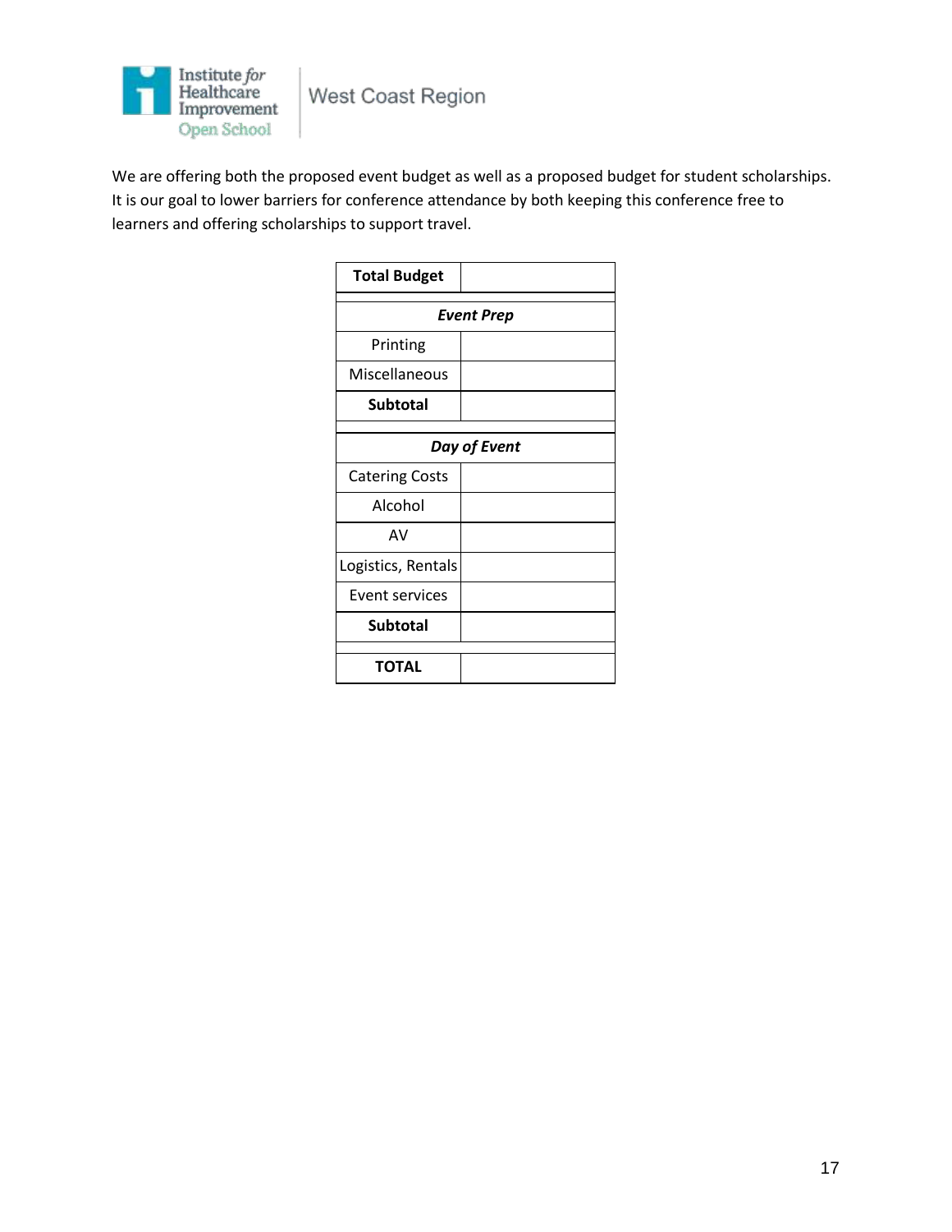We are offering both the proposed event budget as well as a proposed budget for student scholarships. It is our goal to lower barriers for conference attendance by both keeping this conference free to learners and offering scholarships to support travel.

| | |
|---|---|
| **Total Budget** | |
| ***Event Prep*** | |
| Printing | |
| Miscellaneous | |
| **Subtotal** | |
| ***Day of Event*** | |
| Catering Costs | |
| Alcohol | |
| AV | |
| Logistics, Rentals | |
| Event services | |
| **Subtotal** | |
| **TOTAL** | |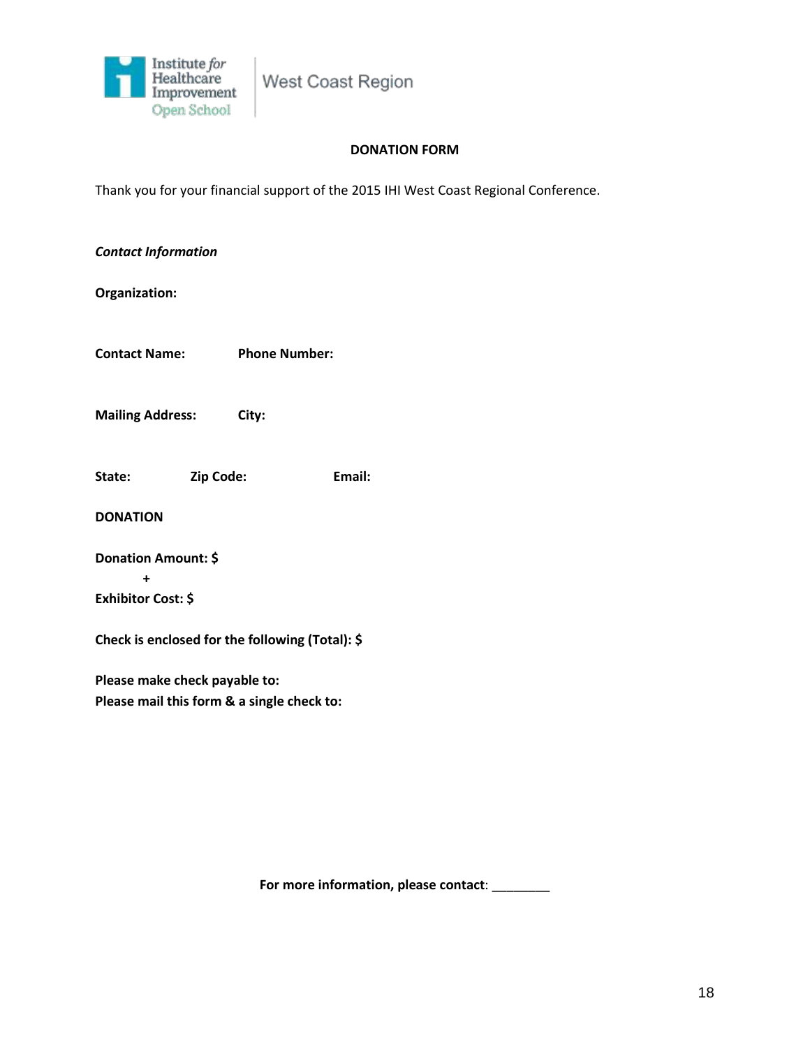Institute *for* Healthcare Improvement Open School | West Coast Region

**DONATION FORM**

Thank you for your financial support of the 2015 IHI West Coast Regional Conference.

***Contact Information***

**Organization:**

**Contact Name:** **Phone Number:**

**Mailing Address:** **City:**

**State:** **Zip Code:** **Email:**

**DONATION**

**Donation Amount: $**

**+**

**Exhibitor Cost: $**

**Check is enclosed for the following (Total): $**

**Please make check payable to:**
**Please mail this form & a single check to:**

**For more information, please contact**: ________